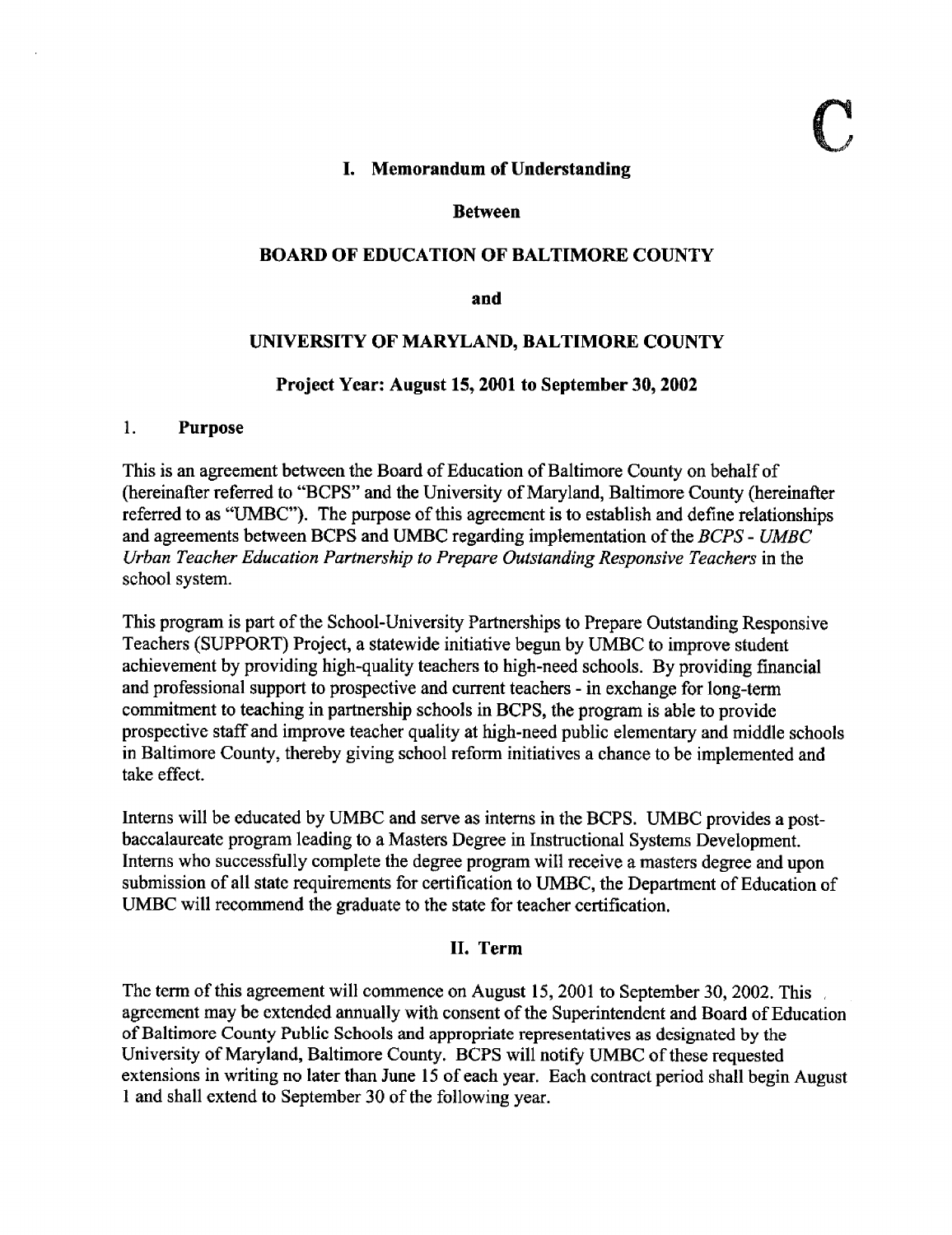C

# I. Memorandum of Understanding

**Between**

**BOARD OF EDUCATION OF BALTIMORE COUNTY**

**and**

**UNIVERSITY OF MARYLAND, BALTIMORE COUNTY**

**Project Year: August 15, 2001 to September 30, 2002**

## 1. Purpose

This is an agreement between the Board of Education of Baltimore County on behalf of (hereinafter referred to "BCPS" and the University of Maryland, Baltimore County (hereinafter referred to as "UMBC"). The purpose of this agreement is to establish and define relationships and agreements between BCPS and UMBC regarding implementation of the *BCPS - UMBC Urban Teacher Education Partnership to Prepare Outstanding Responsive Teachers* in the school system.

This program is part of the School-University Partnerships to Prepare Outstanding Responsive Teachers (SUPPORT) Project, a statewide initiative begun by UMBC to improve student achievement by providing high-quality teachers to high-need schools. By providing financial and professional support to prospective and current teachers - in exchange for long-term commitment to teaching in partnership schools in BCPS, the program is able to provide prospective staff and improve teacher quality at high-need public elementary and middle schools in Baltimore County, thereby giving school reform initiatives a chance to be implemented and take effect.

Interns will be educated by UMBC and serve as interns in the BCPS. UMBC provides a post-baccalaureate program leading to a Masters Degree in Instructional Systems Development. Interns who successfully complete the degree program will receive a masters degree and upon submission of all state requirements for certification to UMBC, the Department of Education of UMBC will recommend the graduate to the state for teacher certification.

# II. Term

The term of this agreement will commence on August 15, 2001 to September 30, 2002. This agreement may be extended annually with consent of the Superintendent and Board of Education of Baltimore County Public Schools and appropriate representatives as designated by the University of Maryland, Baltimore County. BCPS will notify UMBC of these requested extensions in writing no later than June 15 of each year. Each contract period shall begin August 1 and shall extend to September 30 of the following year.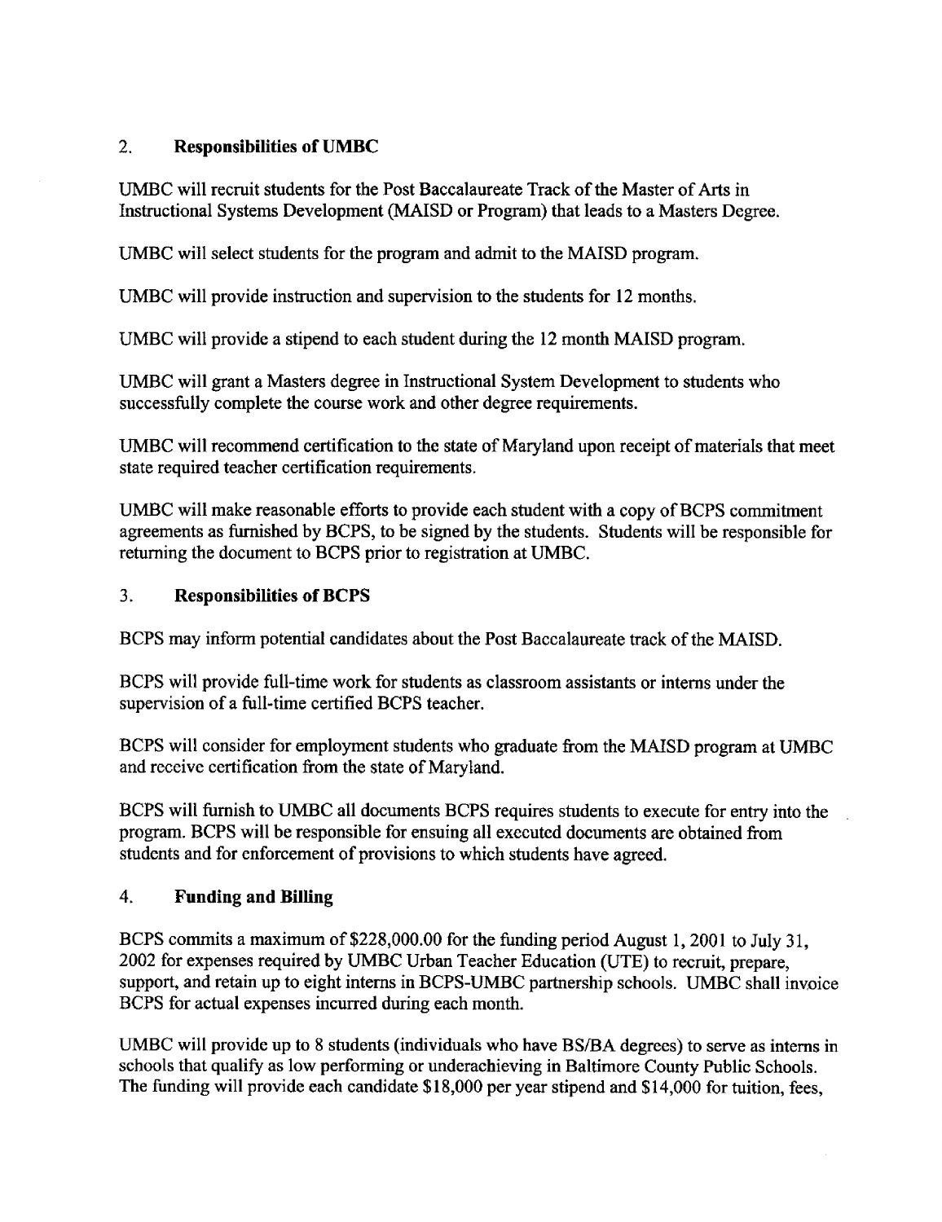## 2. Responsibilities of UMBC

UMBC will recruit students for the Post Baccalaureate Track of the Master of Arts in Instructional Systems Development (MAISD or Program) that leads to a Masters Degree.

UMBC will select students for the program and admit to the MAISD program.

UMBC will provide instruction and supervision to the students for 12 months.

UMBC will provide a stipend to each student during the 12 month MAISD program.

UMBC will grant a Masters degree in Instructional System Development to students who successfully complete the course work and other degree requirements.

UMBC will recommend certification to the state of Maryland upon receipt of materials that meet state required teacher certification requirements.

UMBC will make reasonable efforts to provide each student with a copy of BCPS commitment agreements as furnished by BCPS, to be signed by the students. Students will be responsible for returning the document to BCPS prior to registration at UMBC.

## 3. Responsibilities of BCPS

BCPS may inform potential candidates about the Post Baccalaureate track of the MAISD.

BCPS will provide full-time work for students as classroom assistants or interns under the supervision of a full-time certified BCPS teacher.

BCPS will consider for employment students who graduate from the MAISD program at UMBC and receive certification from the state of Maryland.

BCPS will furnish to UMBC all documents BCPS requires students to execute for entry into the program. BCPS will be responsible for ensuing all executed documents are obtained from students and for enforcement of provisions to which students have agreed.

## 4. Funding and Billing

BCPS commits a maximum of $228,000.00 for the funding period August 1, 2001 to July 31, 2002 for expenses required by UMBC Urban Teacher Education (UTE) to recruit, prepare, support, and retain up to eight interns in BCPS-UMBC partnership schools. UMBC shall invoice BCPS for actual expenses incurred during each month.

UMBC will provide up to 8 students (individuals who have BS/BA degrees) to serve as interns in schools that qualify as low performing or underachieving in Baltimore County Public Schools. The funding will provide each candidate $18,000 per year stipend and $14,000 for tuition, fees,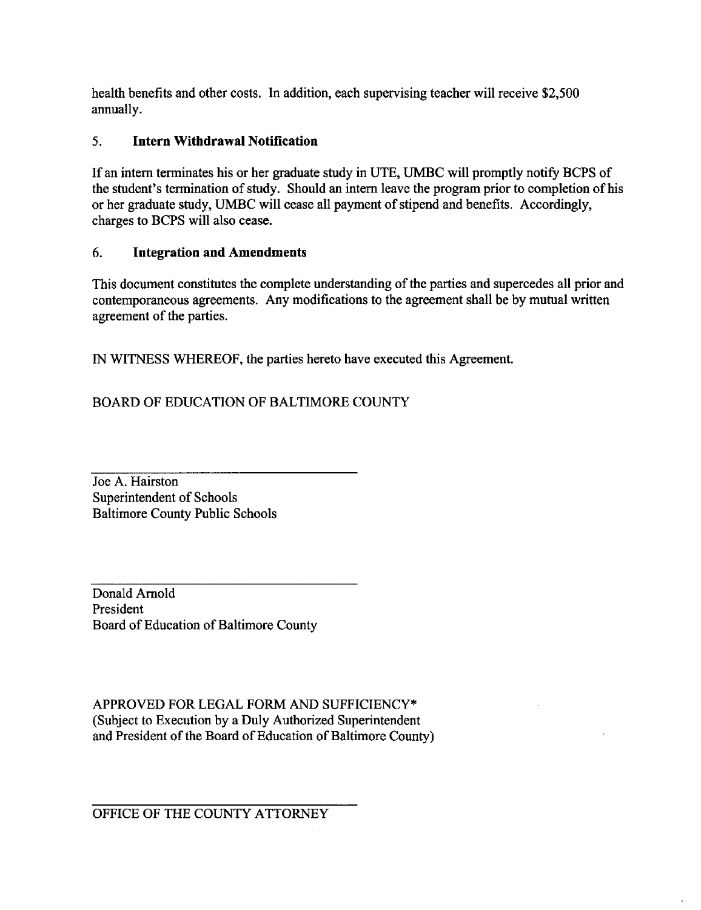health benefits and other costs. In addition, each supervising teacher will receive $2,500 annually.

## 5. **Intern Withdrawal Notification**

If an intern terminates his or her graduate study in UTE, UMBC will promptly notify BCPS of the student's termination of study. Should an intern leave the program prior to completion of his or her graduate study, UMBC will cease all payment of stipend and benefits. Accordingly, charges to BCPS will also cease.

## 6. **Integration and Amendments**

This document constitutes the complete understanding of the parties and supercedes all prior and contemporaneous agreements. Any modifications to the agreement shall be by mutual written agreement of the parties.

IN WITNESS WHEREOF, the parties hereto have executed this Agreement.

BOARD OF EDUCATION OF BALTIMORE COUNTY

\_\_\_\_\_\_\_\_\_\_\_\_\_\_\_\_\_\_\_\_\_\_\_\_\_\_\_\_\_\_\_\_\_\_\_\_

Joe A. Hairston
Superintendent of Schools
Baltimore County Public Schools

\_\_\_\_\_\_\_\_\_\_\_\_\_\_\_\_\_\_\_\_\_\_\_\_\_\_\_\_\_\_\_\_\_\_\_\_

Donald Arnold
President
Board of Education of Baltimore County

APPROVED FOR LEGAL FORM AND SUFFICIENCY*
(Subject to Execution by a Duly Authorized Superintendent and President of the Board of Education of Baltimore County)

\_\_\_\_\_\_\_\_\_\_\_\_\_\_\_\_\_\_\_\_\_\_\_\_\_\_\_\_\_\_\_\_\_\_\_\_

OFFICE OF THE COUNTY ATTORNEY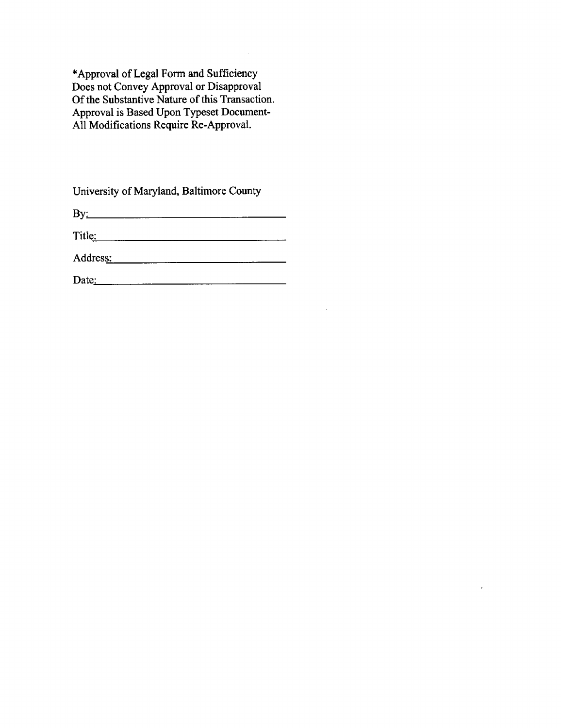*Approval of Legal Form and Sufficiency
Does not Convey Approval or Disapproval
Of the Substantive Nature of this Transaction.
Approval is Based Upon Typeset Document-
All Modifications Require Re-Approval.

University of Maryland, Baltimore County

By:\_\_\_\_\_\_\_\_\_\_\_\_\_\_\_\_\_\_\_\_\_\_\_\_\_\_\_\_\_\_\_\_\_\_\_\_

Title:\_\_\_\_\_\_\_\_\_\_\_\_\_\_\_\_\_\_\_\_\_\_\_\_\_\_\_\_\_\_\_\_\_\_

Address:\_\_\_\_\_\_\_\_\_\_\_\_\_\_\_\_\_\_\_\_\_\_\_\_\_\_\_\_\_\_\_

Date:\_\_\_\_\_\_\_\_\_\_\_\_\_\_\_\_\_\_\_\_\_\_\_\_\_\_\_\_\_\_\_\_\_\_